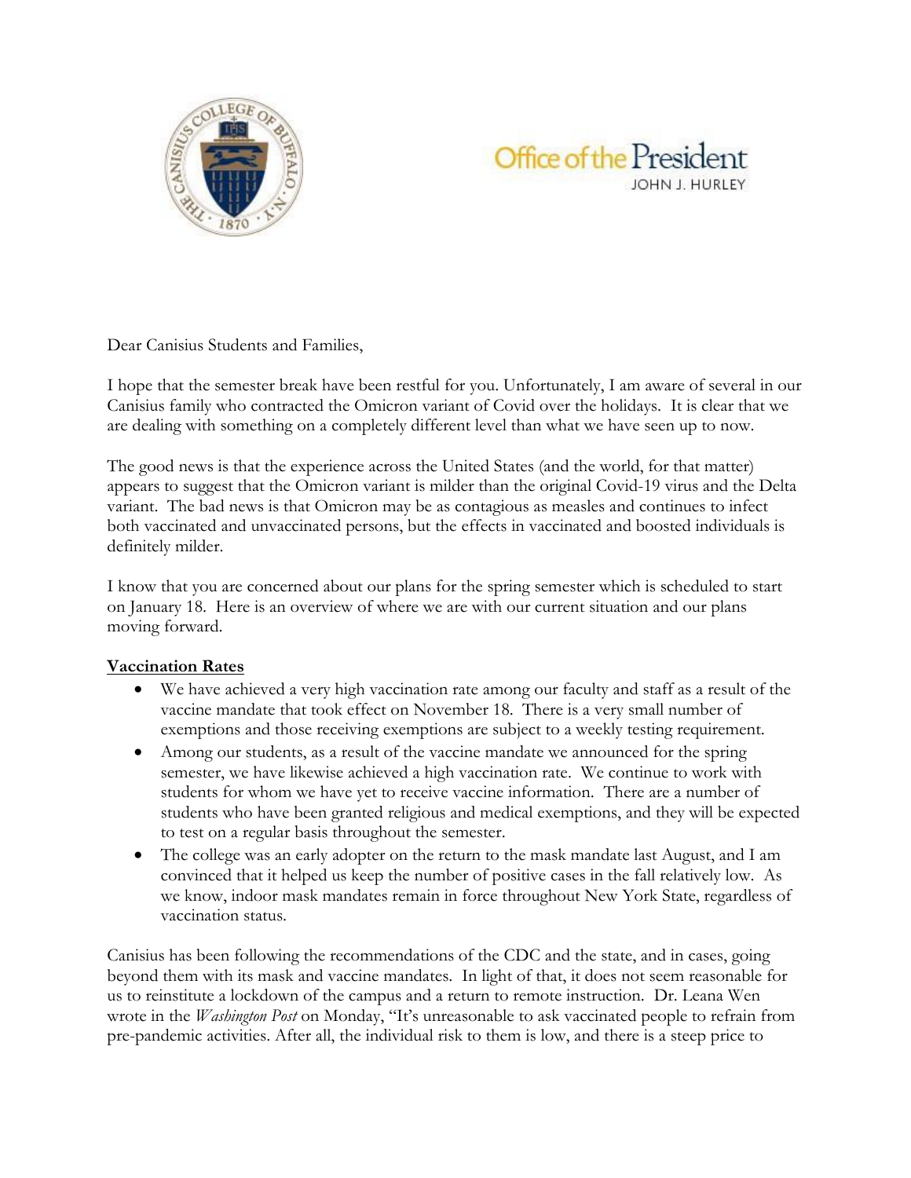Office of the President
JOHN J. HURLEY

Dear Canisius Students and Families,

I hope that the semester break have been restful for you. Unfortunately, I am aware of several in our Canisius family who contracted the Omicron variant of Covid over the holidays. It is clear that we are dealing with something on a completely different level than what we have seen up to now.

The good news is that the experience across the United States (and the world, for that matter) appears to suggest that the Omicron variant is milder than the original Covid-19 virus and the Delta variant. The bad news is that Omicron may be as contagious as measles and continues to infect both vaccinated and unvaccinated persons, but the effects in vaccinated and boosted individuals is definitely milder.

I know that you are concerned about our plans for the spring semester which is scheduled to start on January 18. Here is an overview of where we are with our current situation and our plans moving forward.

**Vaccination Rates**

- We have achieved a very high vaccination rate among our faculty and staff as a result of the vaccine mandate that took effect on November 18. There is a very small number of exemptions and those receiving exemptions are subject to a weekly testing requirement.
- Among our students, as a result of the vaccine mandate we announced for the spring semester, we have likewise achieved a high vaccination rate. We continue to work with students for whom we have yet to receive vaccine information. There are a number of students who have been granted religious and medical exemptions, and they will be expected to test on a regular basis throughout the semester.
- The college was an early adopter on the return to the mask mandate last August, and I am convinced that it helped us keep the number of positive cases in the fall relatively low. As we know, indoor mask mandates remain in force throughout New York State, regardless of vaccination status.

Canisius has been following the recommendations of the CDC and the state, and in cases, going beyond them with its mask and vaccine mandates. In light of that, it does not seem reasonable for us to reinstitute a lockdown of the campus and a return to remote instruction. Dr. Leana Wen wrote in the *Washington Post* on Monday, "It's unreasonable to ask vaccinated people to refrain from pre-pandemic activities. After all, the individual risk to them is low, and there is a steep price to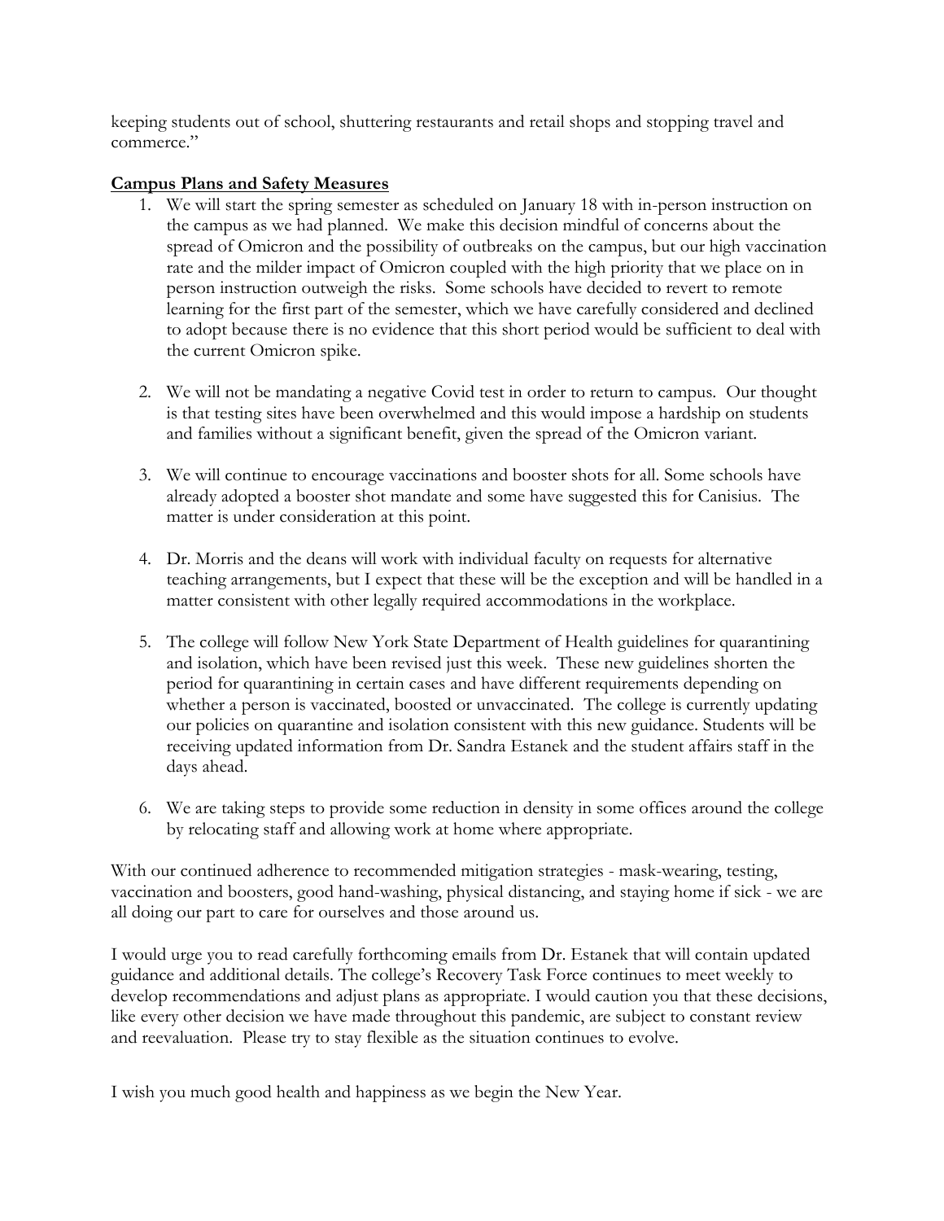keeping students out of school, shuttering restaurants and retail shops and stopping travel and commerce."

**Campus Plans and Safety Measures**

1. We will start the spring semester as scheduled on January 18 with in-person instruction on the campus as we had planned. We make this decision mindful of concerns about the spread of Omicron and the possibility of outbreaks on the campus, but our high vaccination rate and the milder impact of Omicron coupled with the high priority that we place on in person instruction outweigh the risks. Some schools have decided to revert to remote learning for the first part of the semester, which we have carefully considered and declined to adopt because there is no evidence that this short period would be sufficient to deal with the current Omicron spike.

2. We will not be mandating a negative Covid test in order to return to campus. Our thought is that testing sites have been overwhelmed and this would impose a hardship on students and families without a significant benefit, given the spread of the Omicron variant.

3. We will continue to encourage vaccinations and booster shots for all. Some schools have already adopted a booster shot mandate and some have suggested this for Canisius. The matter is under consideration at this point.

4. Dr. Morris and the deans will work with individual faculty on requests for alternative teaching arrangements, but I expect that these will be the exception and will be handled in a matter consistent with other legally required accommodations in the workplace.

5. The college will follow New York State Department of Health guidelines for quarantining and isolation, which have been revised just this week. These new guidelines shorten the period for quarantining in certain cases and have different requirements depending on whether a person is vaccinated, boosted or unvaccinated. The college is currently updating our policies on quarantine and isolation consistent with this new guidance. Students will be receiving updated information from Dr. Sandra Estanek and the student affairs staff in the days ahead.

6. We are taking steps to provide some reduction in density in some offices around the college by relocating staff and allowing work at home where appropriate.

With our continued adherence to recommended mitigation strategies - mask-wearing, testing, vaccination and boosters, good hand-washing, physical distancing, and staying home if sick - we are all doing our part to care for ourselves and those around us.

I would urge you to read carefully forthcoming emails from Dr. Estanek that will contain updated guidance and additional details. The college's Recovery Task Force continues to meet weekly to develop recommendations and adjust plans as appropriate. I would caution you that these decisions, like every other decision we have made throughout this pandemic, are subject to constant review and reevaluation. Please try to stay flexible as the situation continues to evolve.

I wish you much good health and happiness as we begin the New Year.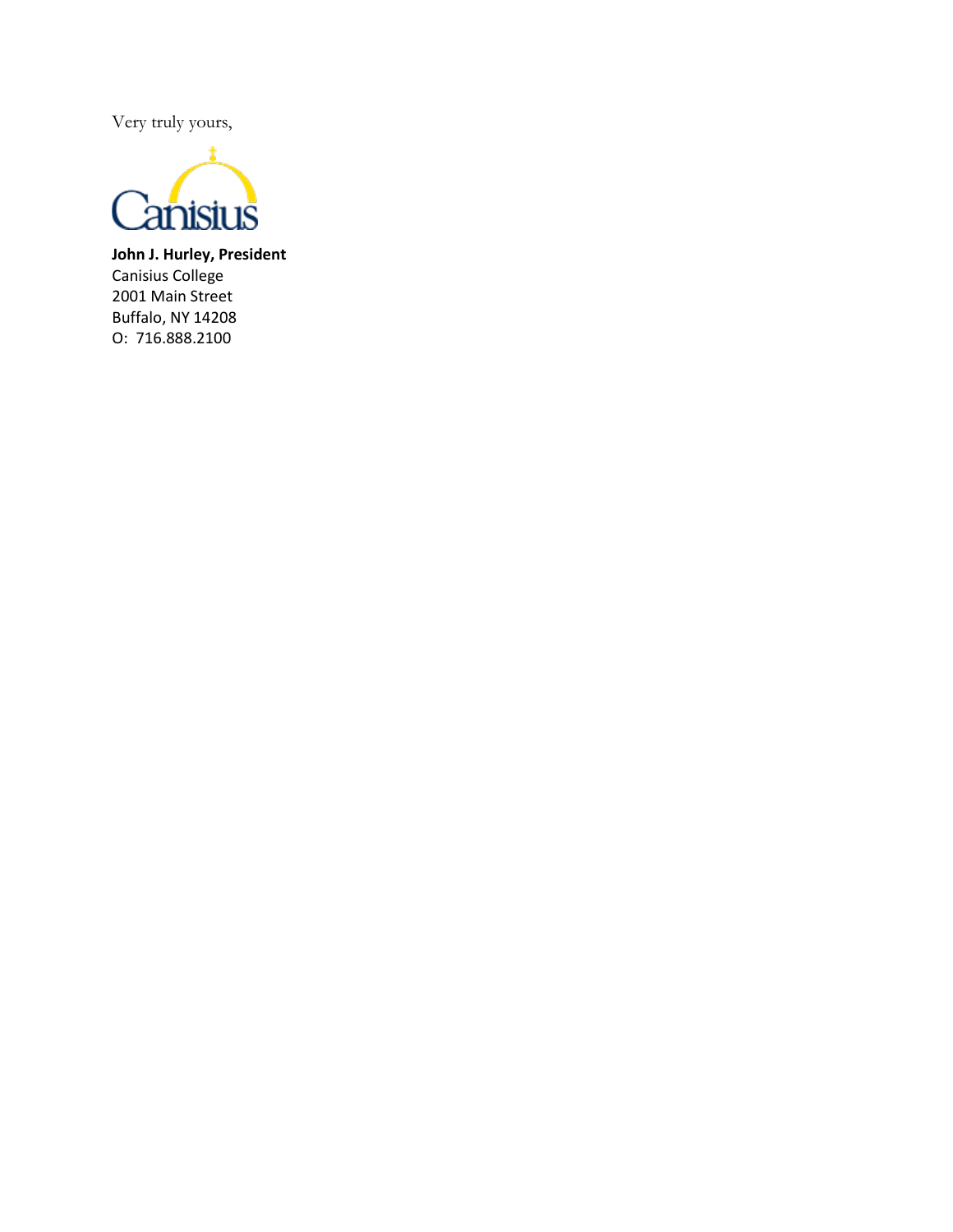Very truly yours,

Canisius

**John J. Hurley, President**
Canisius College
2001 Main Street
Buffalo, NY 14208
O: 716.888.2100